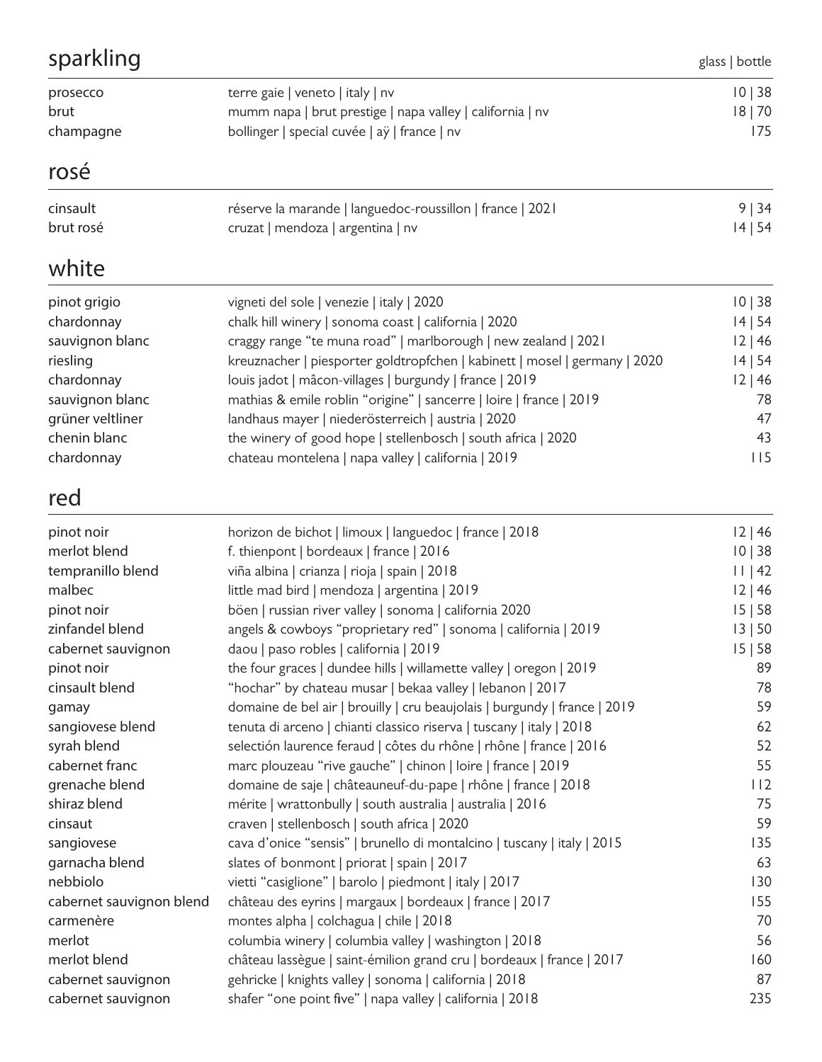## sparkling

| | | glass \| bottle |
|---|---|---|
| prosecco | terre gaie \| veneto \| italy \| nv | 10 \| 38 |
| brut | mumm napa \| brut prestige \| napa valley \| california \| nv | 18 \| 70 |
| champagne | bollinger \| special cuvée \| aÿ \| france \| nv | 175 |

## rosé

| | | |
|---|---|---|
| cinsault | réserve la marande \| languedoc-roussillon \| france \| 2021 | 9 \| 34 |
| brut rosé | cruzat \| mendoza \| argentina \| nv | 14 \| 54 |

## white

| | | |
|---|---|---|
| pinot grigio | vigneti del sole \| venezie \| italy \| 2020 | 10 \| 38 |
| chardonnay | chalk hill winery \| sonoma coast \| california \| 2020 | 14 \| 54 |
| sauvignon blanc | craggy range "te muna road" \| marlborough \| new zealand \| 2021 | 12 \| 46 |
| riesling | kreuznacher \| piesporter goldtropfchen \| kabinett \| mosel \| germany \| 2020 | 14 \| 54 |
| chardonnay | louis jadot \| mâcon-villages \| burgundy \| france \| 2019 | 12 \| 46 |
| sauvignon blanc | mathias & emile roblin "origine" \| sancerre \| loire \| france \| 2019 | 78 |
| grüner veltliner | landhaus mayer \| niederösterreich \| austria \| 2020 | 47 |
| chenin blanc | the winery of good hope \| stellenbosch \| south africa \| 2020 | 43 |
| chardonnay | chateau montelena \| napa valley \| california \| 2019 | 115 |

## red

| | | |
|---|---|---|
| pinot noir | horizon de bichot \| limoux \| languedoc \| france \| 2018 | 12 \| 46 |
| merlot blend | f. thienpont \| bordeaux \| france \| 2016 | 10 \| 38 |
| tempranillo blend | viña albina \| crianza \| rioja \| spain \| 2018 | 11 \| 42 |
| malbec | little mad bird \| mendoza \| argentina \| 2019 | 12 \| 46 |
| pinot noir | böen \| russian river valley \| sonoma \| california 2020 | 15 \| 58 |
| zinfandel blend | angels & cowboys "proprietary red" \| sonoma \| california \| 2019 | 13 \| 50 |
| cabernet sauvignon | daou \| paso robles \| california \| 2019 | 15 \| 58 |
| pinot noir | the four graces \| dundee hills \| willamette valley \| oregon \| 2019 | 89 |
| cinsault blend | "hochar" by chateau musar \| bekaa valley \| lebanon \| 2017 | 78 |
| gamay | domaine de bel air \| brouilly \| cru beaujolais \| burgundy \| france \| 2019 | 59 |
| sangiovese blend | tenuta di arceno \| chianti classico riserva \| tuscany \| italy \| 2018 | 62 |
| syrah blend | selectión laurence feraud \| côtes du rhône \| rhône \| france \| 2016 | 52 |
| cabernet franc | marc plouzeau "rive gauche" \| chinon \| loire \| france \| 2019 | 55 |
| grenache blend | domaine de saje \| châteauneuf-du-pape \| rhône \| france \| 2018 | 112 |
| shiraz blend | mérite \| wrattonbully \| south australia \| australia \| 2016 | 75 |
| cinsaut | craven \| stellenbosch \| south africa \| 2020 | 59 |
| sangiovese | cava d'onice "sensis" \| brunello di montalcino \| tuscany \| italy \| 2015 | 135 |
| garnacha blend | slates of bonmont \| priorat \| spain \| 2017 | 63 |
| nebbiolo | vietti "casiglione" \| barolo \| piedmont \| italy \| 2017 | 130 |
| cabernet sauvignon blend | château des eyrins \| margaux \| bordeaux \| france \| 2017 | 155 |
| carmenère | montes alpha \| colchagua \| chile \| 2018 | 70 |
| merlot | columbia winery \| columbia valley \| washington \| 2018 | 56 |
| merlot blend | château lassègue \| saint-émilion grand cru \| bordeaux \| france \| 2017 | 160 |
| cabernet sauvignon | gehricke \| knights valley \| sonoma \| california \| 2018 | 87 |
| cabernet sauvignon | shafer "one point five" \| napa valley \| california \| 2018 | 235 |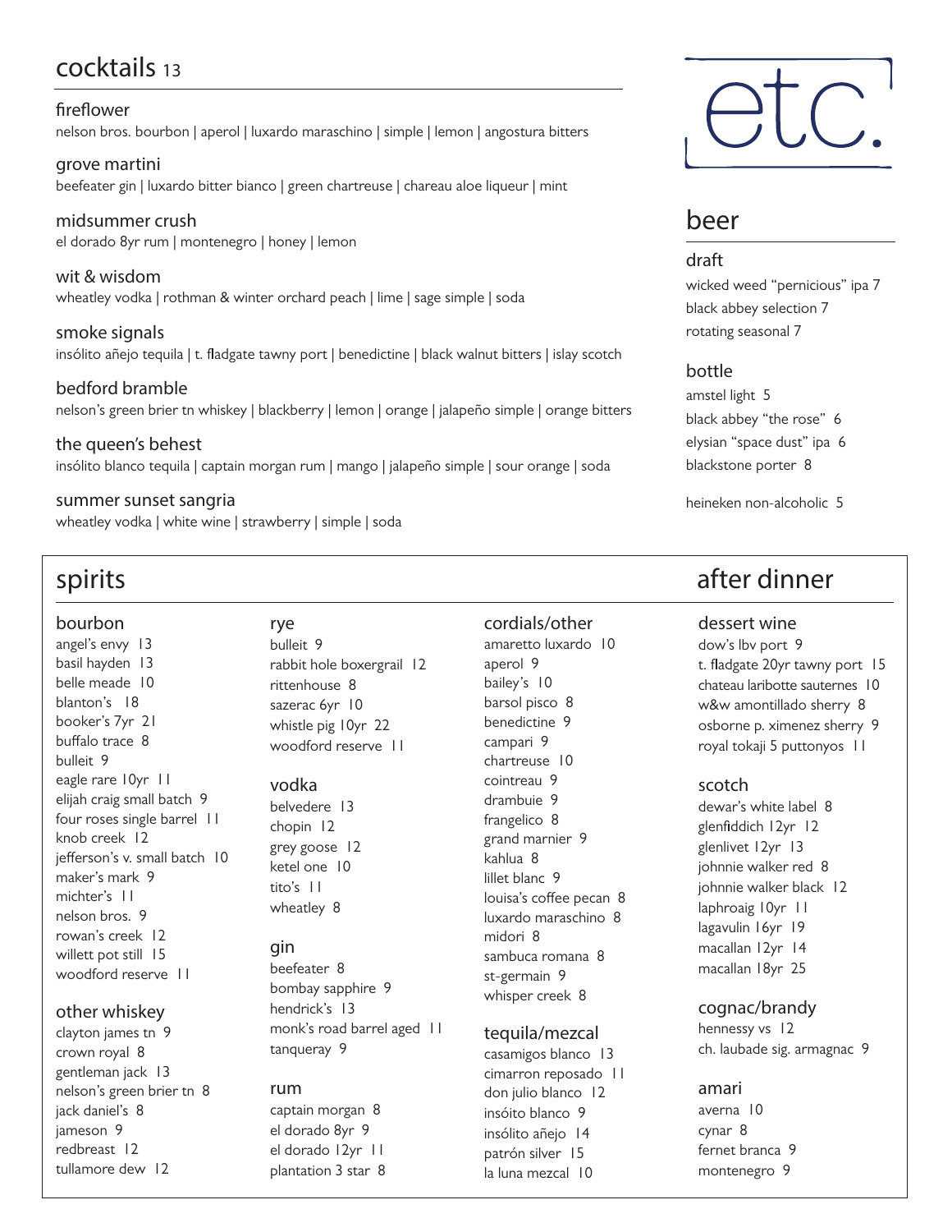# cocktails 13

**fireflower**
nelson bros. bourbon | aperol | luxardo maraschino | simple | lemon | angostura bitters

**grove martini**
beefeater gin | luxardo bitter bianco | green chartreuse | chareau aloe liqueur | mint

**midsummer crush**
el dorado 8yr rum | montenegro | honey | lemon

**wit & wisdom**
wheatley vodka | rothman & winter orchard peach | lime | sage simple | soda

**smoke signals**
insólito añejo tequila | t. fladgate tawny port | benedictine | black walnut bitters | islay scotch

**bedford bramble**
nelson's green brier tn whiskey | blackberry | lemon | orange | jalapeño simple | orange bitters

**the queen's behest**
insólito blanco tequila | captain morgan rum | mango | jalapeño simple | sour orange | soda

**summer sunset sangria**
wheatley vodka | white wine | strawberry | simple | soda

etc.

# beer

## draft

wicked weed "pernicious" ipa 7
black abbey selection 7
rotating seasonal 7

## bottle

amstel light 5
black abbey "the rose" 6
elysian "space dust" ipa 6
blackstone porter 8

heineken non-alcoholic 5

# spirits

## bourbon

angel's envy 13
basil hayden 13
belle meade 10
blanton's 18
booker's 7yr 21
buffalo trace 8
bulleit 9
eagle rare 10yr 11
elijah craig small batch 9
four roses single barrel 11
knob creek 12
jefferson's v. small batch 10
maker's mark 9
michter's 11
nelson bros. 9
rowan's creek 12
willett pot still 15
woodford reserve 11

## other whiskey

clayton james tn 9
crown royal 8
gentleman jack 13
nelson's green brier tn 8
jack daniel's 8
jameson 9
redbreast 12
tullamore dew 12

## rye

bulleit 9
rabbit hole boxergrail 12
rittenhouse 8
sazerac 6yr 10
whistle pig 10yr 22
woodford reserve 11

## vodka

belvedere 13
chopin 12
grey goose 12
ketel one 10
tito's 11
wheatley 8

## gin

beefeater 8
bombay sapphire 9
hendrick's 13
monk's road barrel aged 11
tanqueray 9

## rum

captain morgan 8
el dorado 8yr 9
el dorado 12yr 11
plantation 3 star 8

## cordials/other

amaretto luxardo 10
aperol 9
bailey's 10
barsol pisco 8
benedictine 9
campari 9
chartreuse 10
cointreau 9
drambuie 9
frangelico 8
grand marnier 9
kahlua 8
lillet blanc 9
louisa's coffee pecan 8
luxardo maraschino 8
midori 8
sambuca romana 8
st-germain 9
whisper creek 8

## tequila/mezcal

casamigos blanco 13
cimarron reposado 11
don julio blanco 12
insóito blanco 9
insólito añejo 14
patrón silver 15
la luna mezcal 10

# after dinner

## dessert wine

dow's lbv port 9
t. fladgate 20yr tawny port 15
chateau laribotte sauternes 10
w&w amontillado sherry 8
osborne p. ximenez sherry 9
royal tokaji 5 puttonyos 11

## scotch

dewar's white label 8
glenfiddich 12yr 12
glenlivet 12yr 13
johnnie walker red 8
johnnie walker black 12
laphroaig 10yr 11
lagavulin 16yr 19
macallan 12yr 14
macallan 18yr 25

## cognac/brandy

hennessy vs 12
ch. laubade sig. armagnac 9

## amari

averna 10
cynar 8
fernet branca 9
montenegro 9